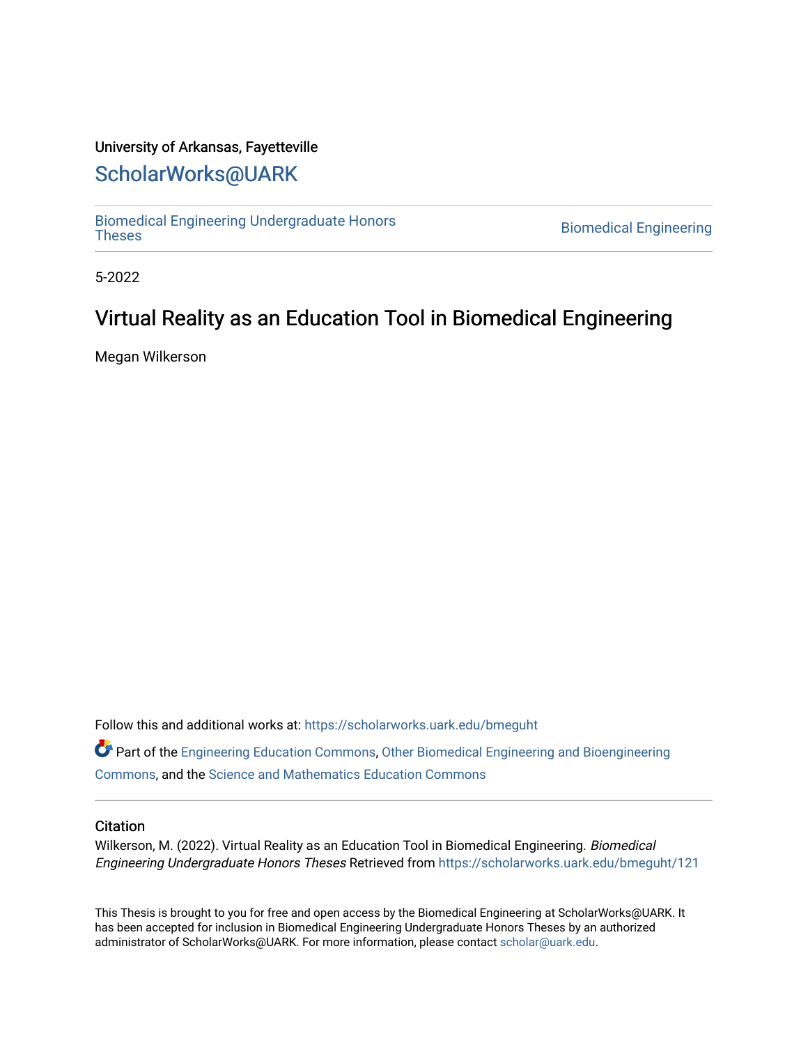University of Arkansas, Fayetteville

## ScholarWorks@UARK

Biomedical Engineering Undergraduate Honors Theses | Biomedical Engineering

5-2022

# Virtual Reality as an Education Tool in Biomedical Engineering

Megan Wilkerson

Follow this and additional works at: https://scholarworks.uark.edu/bmeguht

Part of the Engineering Education Commons, Other Biomedical Engineering and Bioengineering Commons, and the Science and Mathematics Education Commons

### Citation

Wilkerson, M. (2022). Virtual Reality as an Education Tool in Biomedical Engineering. *Biomedical Engineering Undergraduate Honors Theses* Retrieved from https://scholarworks.uark.edu/bmeguht/121

This Thesis is brought to you for free and open access by the Biomedical Engineering at ScholarWorks@UARK. It has been accepted for inclusion in Biomedical Engineering Undergraduate Honors Theses by an authorized administrator of ScholarWorks@UARK. For more information, please contact scholar@uark.edu.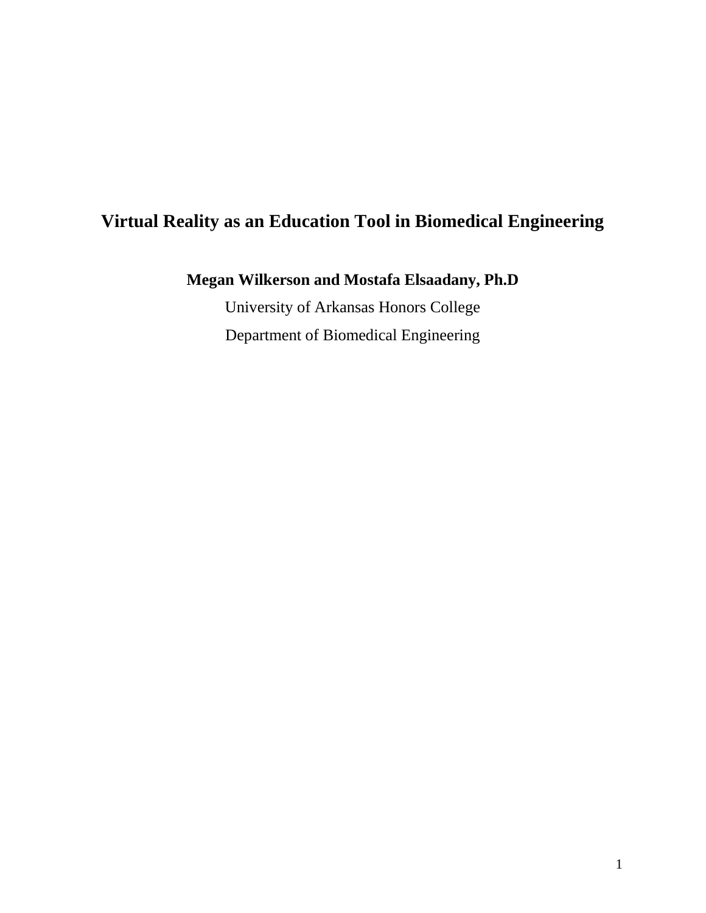# Virtual Reality as an Education Tool in Biomedical Engineering

**Megan Wilkerson and Mostafa Elsaadany, Ph.D**

University of Arkansas Honors College

Department of Biomedical Engineering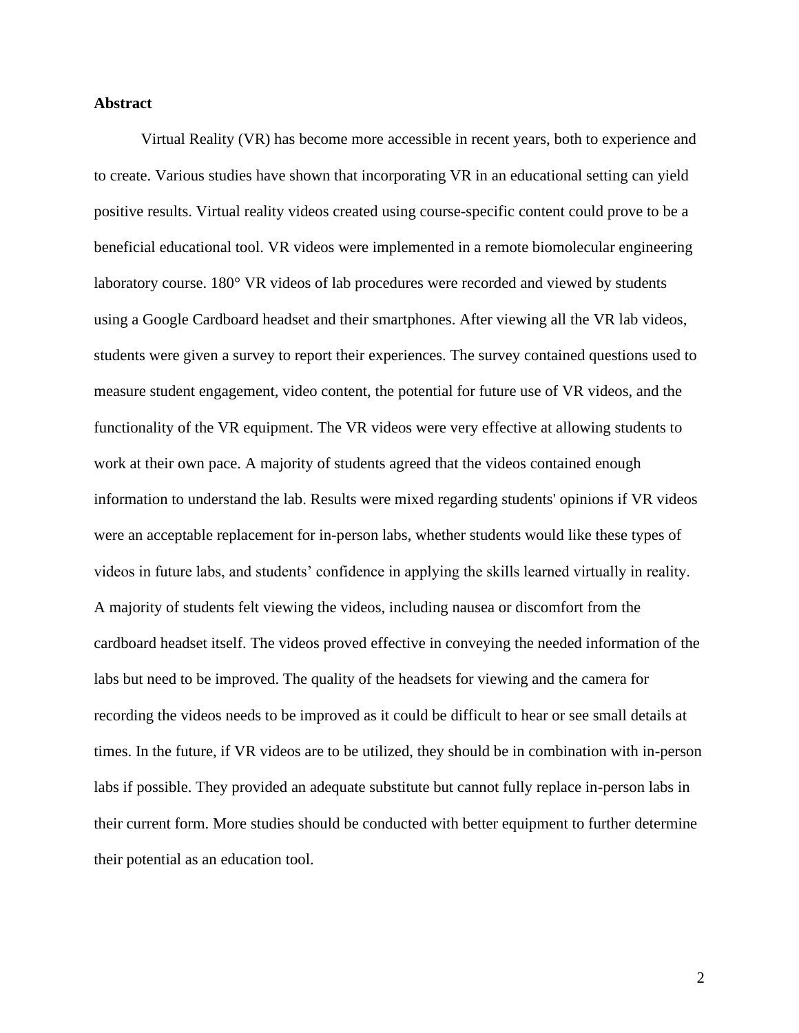**Abstract**

Virtual Reality (VR) has become more accessible in recent years, both to experience and to create. Various studies have shown that incorporating VR in an educational setting can yield positive results. Virtual reality videos created using course-specific content could prove to be a beneficial educational tool. VR videos were implemented in a remote biomolecular engineering laboratory course. 180° VR videos of lab procedures were recorded and viewed by students using a Google Cardboard headset and their smartphones. After viewing all the VR lab videos, students were given a survey to report their experiences. The survey contained questions used to measure student engagement, video content, the potential for future use of VR videos, and the functionality of the VR equipment. The VR videos were very effective at allowing students to work at their own pace. A majority of students agreed that the videos contained enough information to understand the lab. Results were mixed regarding students' opinions if VR videos were an acceptable replacement for in-person labs, whether students would like these types of videos in future labs, and students' confidence in applying the skills learned virtually in reality. A majority of students felt viewing the videos, including nausea or discomfort from the cardboard headset itself. The videos proved effective in conveying the needed information of the labs but need to be improved. The quality of the headsets for viewing and the camera for recording the videos needs to be improved as it could be difficult to hear or see small details at times. In the future, if VR videos are to be utilized, they should be in combination with in-person labs if possible. They provided an adequate substitute but cannot fully replace in-person labs in their current form. More studies should be conducted with better equipment to further determine their potential as an education tool.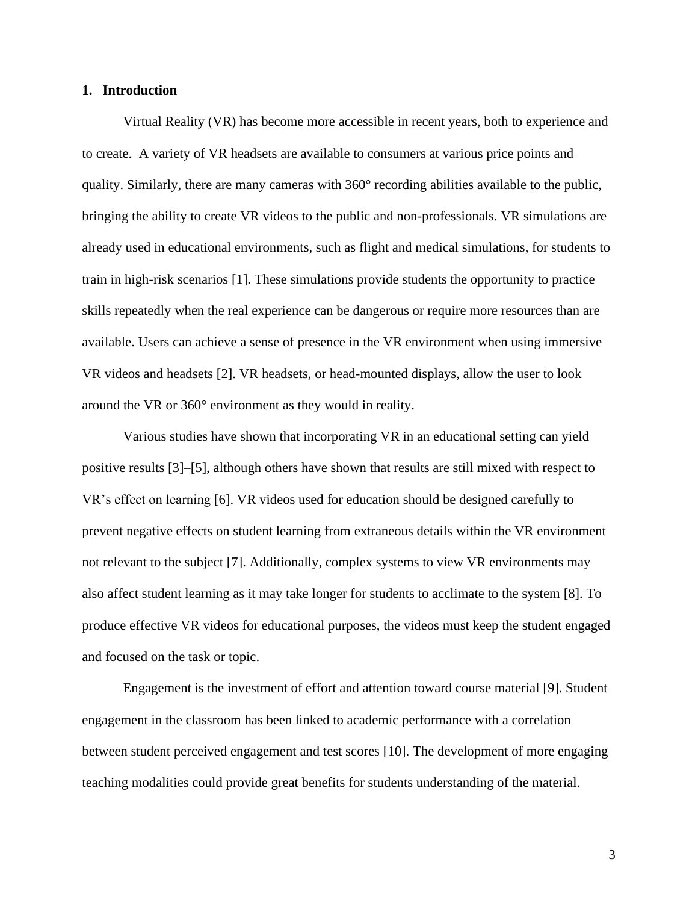## 1. Introduction

Virtual Reality (VR) has become more accessible in recent years, both to experience and to create. A variety of VR headsets are available to consumers at various price points and quality. Similarly, there are many cameras with 360° recording abilities available to the public, bringing the ability to create VR videos to the public and non-professionals. VR simulations are already used in educational environments, such as flight and medical simulations, for students to train in high-risk scenarios [1]. These simulations provide students the opportunity to practice skills repeatedly when the real experience can be dangerous or require more resources than are available. Users can achieve a sense of presence in the VR environment when using immersive VR videos and headsets [2]. VR headsets, or head-mounted displays, allow the user to look around the VR or 360° environment as they would in reality.

Various studies have shown that incorporating VR in an educational setting can yield positive results [3]–[5], although others have shown that results are still mixed with respect to VR's effect on learning [6]. VR videos used for education should be designed carefully to prevent negative effects on student learning from extraneous details within the VR environment not relevant to the subject [7]. Additionally, complex systems to view VR environments may also affect student learning as it may take longer for students to acclimate to the system [8]. To produce effective VR videos for educational purposes, the videos must keep the student engaged and focused on the task or topic.

Engagement is the investment of effort and attention toward course material [9]. Student engagement in the classroom has been linked to academic performance with a correlation between student perceived engagement and test scores [10]. The development of more engaging teaching modalities could provide great benefits for students understanding of the material.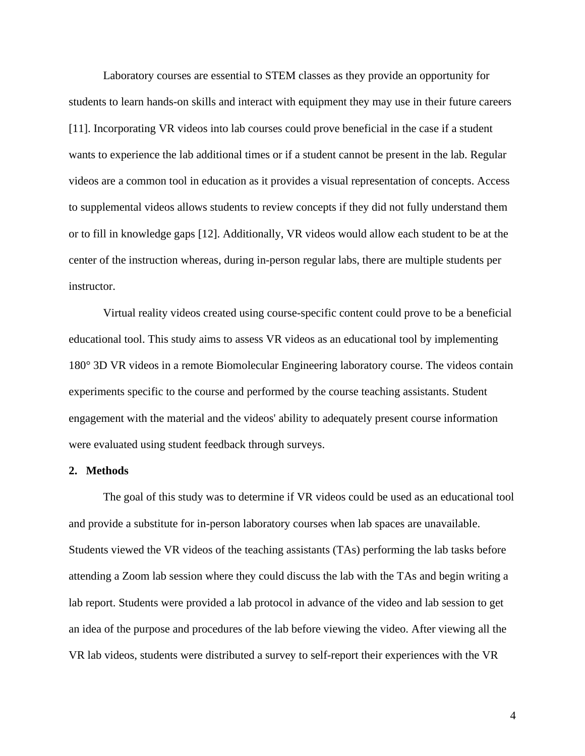Laboratory courses are essential to STEM classes as they provide an opportunity for students to learn hands-on skills and interact with equipment they may use in their future careers [11]. Incorporating VR videos into lab courses could prove beneficial in the case if a student wants to experience the lab additional times or if a student cannot be present in the lab. Regular videos are a common tool in education as it provides a visual representation of concepts. Access to supplemental videos allows students to review concepts if they did not fully understand them or to fill in knowledge gaps [12]. Additionally, VR videos would allow each student to be at the center of the instruction whereas, during in-person regular labs, there are multiple students per instructor.

Virtual reality videos created using course-specific content could prove to be a beneficial educational tool. This study aims to assess VR videos as an educational tool by implementing 180° 3D VR videos in a remote Biomolecular Engineering laboratory course. The videos contain experiments specific to the course and performed by the course teaching assistants. Student engagement with the material and the videos' ability to adequately present course information were evaluated using student feedback through surveys.

## 2. Methods

The goal of this study was to determine if VR videos could be used as an educational tool and provide a substitute for in-person laboratory courses when lab spaces are unavailable. Students viewed the VR videos of the teaching assistants (TAs) performing the lab tasks before attending a Zoom lab session where they could discuss the lab with the TAs and begin writing a lab report. Students were provided a lab protocol in advance of the video and lab session to get an idea of the purpose and procedures of the lab before viewing the video. After viewing all the VR lab videos, students were distributed a survey to self-report their experiences with the VR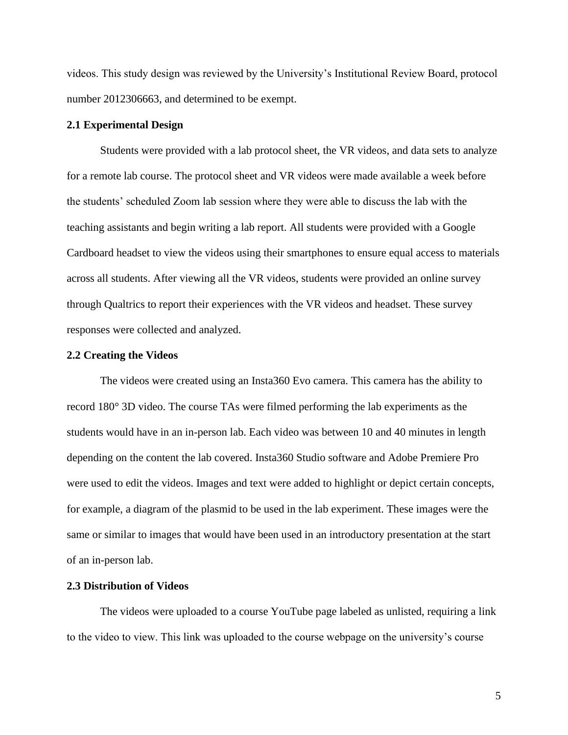videos. This study design was reviewed by the University's Institutional Review Board, protocol number 2012306663, and determined to be exempt.

### 2.1 Experimental Design

Students were provided with a lab protocol sheet, the VR videos, and data sets to analyze for a remote lab course. The protocol sheet and VR videos were made available a week before the students' scheduled Zoom lab session where they were able to discuss the lab with the teaching assistants and begin writing a lab report. All students were provided with a Google Cardboard headset to view the videos using their smartphones to ensure equal access to materials across all students. After viewing all the VR videos, students were provided an online survey through Qualtrics to report their experiences with the VR videos and headset. These survey responses were collected and analyzed.

### 2.2 Creating the Videos

The videos were created using an Insta360 Evo camera. This camera has the ability to record 180° 3D video. The course TAs were filmed performing the lab experiments as the students would have in an in-person lab. Each video was between 10 and 40 minutes in length depending on the content the lab covered. Insta360 Studio software and Adobe Premiere Pro were used to edit the videos. Images and text were added to highlight or depict certain concepts, for example, a diagram of the plasmid to be used in the lab experiment. These images were the same or similar to images that would have been used in an introductory presentation at the start of an in-person lab.

### 2.3 Distribution of Videos

The videos were uploaded to a course YouTube page labeled as unlisted, requiring a link to the video to view. This link was uploaded to the course webpage on the university's course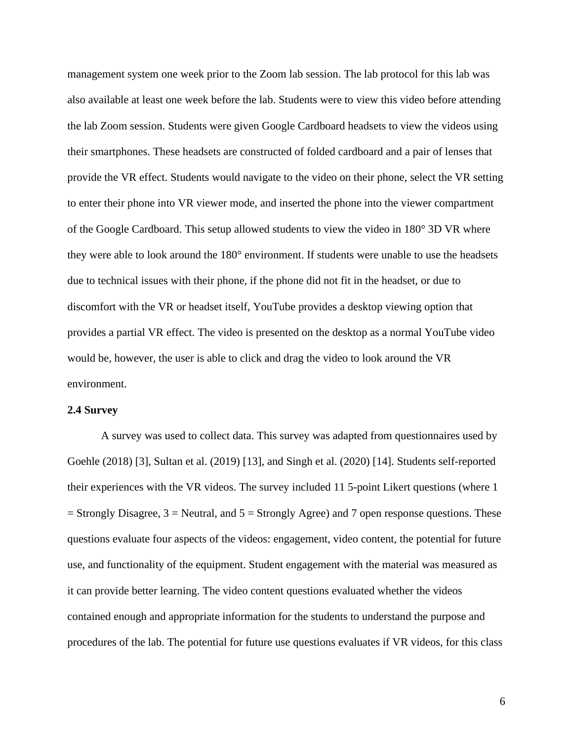management system one week prior to the Zoom lab session. The lab protocol for this lab was also available at least one week before the lab. Students were to view this video before attending the lab Zoom session. Students were given Google Cardboard headsets to view the videos using their smartphones. These headsets are constructed of folded cardboard and a pair of lenses that provide the VR effect. Students would navigate to the video on their phone, select the VR setting to enter their phone into VR viewer mode, and inserted the phone into the viewer compartment of the Google Cardboard. This setup allowed students to view the video in 180° 3D VR where they were able to look around the 180° environment. If students were unable to use the headsets due to technical issues with their phone, if the phone did not fit in the headset, or due to discomfort with the VR or headset itself, YouTube provides a desktop viewing option that provides a partial VR effect. The video is presented on the desktop as a normal YouTube video would be, however, the user is able to click and drag the video to look around the VR environment.

**2.4 Survey**

A survey was used to collect data. This survey was adapted from questionnaires used by Goehle (2018) [3], Sultan et al. (2019) [13], and Singh et al. (2020) [14]. Students self-reported their experiences with the VR videos. The survey included 11 5-point Likert questions (where 1 = Strongly Disagree, 3 = Neutral, and 5 = Strongly Agree) and 7 open response questions. These questions evaluate four aspects of the videos: engagement, video content, the potential for future use, and functionality of the equipment. Student engagement with the material was measured as it can provide better learning. The video content questions evaluated whether the videos contained enough and appropriate information for the students to understand the purpose and procedures of the lab. The potential for future use questions evaluates if VR videos, for this class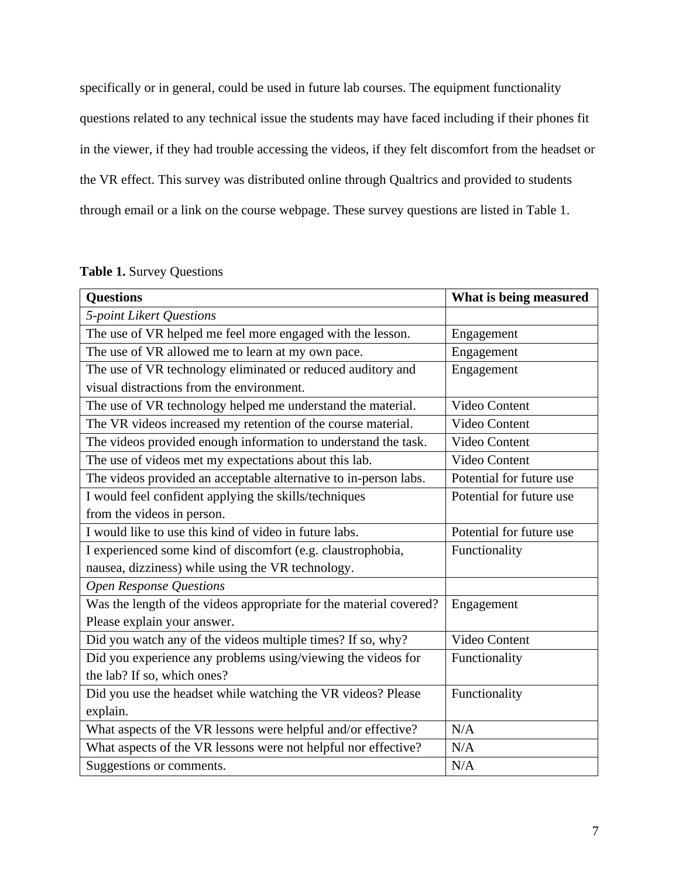specifically or in general, could be used in future lab courses. The equipment functionality questions related to any technical issue the students may have faced including if their phones fit in the viewer, if they had trouble accessing the videos, if they felt discomfort from the headset or the VR effect. This survey was distributed online through Qualtrics and provided to students through email or a link on the course webpage. These survey questions are listed in Table 1.

**Table 1.** Survey Questions

| **Questions** | **What is being measured** |
|---|---|
| *5-point Likert Questions* | |
| The use of VR helped me feel more engaged with the lesson. | Engagement |
| The use of VR allowed me to learn at my own pace. | Engagement |
| The use of VR technology eliminated or reduced auditory and visual distractions from the environment. | Engagement |
| The use of VR technology helped me understand the material. | Video Content |
| The VR videos increased my retention of the course material. | Video Content |
| The videos provided enough information to understand the task. | Video Content |
| The use of videos met my expectations about this lab. | Video Content |
| The videos provided an acceptable alternative to in-person labs. | Potential for future use |
| I would feel confident applying the skills/techniques from the videos in person. | Potential for future use |
| I would like to use this kind of video in future labs. | Potential for future use |
| I experienced some kind of discomfort (e.g. claustrophobia, nausea, dizziness) while using the VR technology. | Functionality |
| *Open Response Questions* | |
| Was the length of the videos appropriate for the material covered? Please explain your answer. | Engagement |
| Did you watch any of the videos multiple times? If so, why? | Video Content |
| Did you experience any problems using/viewing the videos for the lab? If so, which ones? | Functionality |
| Did you use the headset while watching the VR videos? Please explain. | Functionality |
| What aspects of the VR lessons were helpful and/or effective? | N/A |
| What aspects of the VR lessons were not helpful nor effective? | N/A |
| Suggestions or comments. | N/A |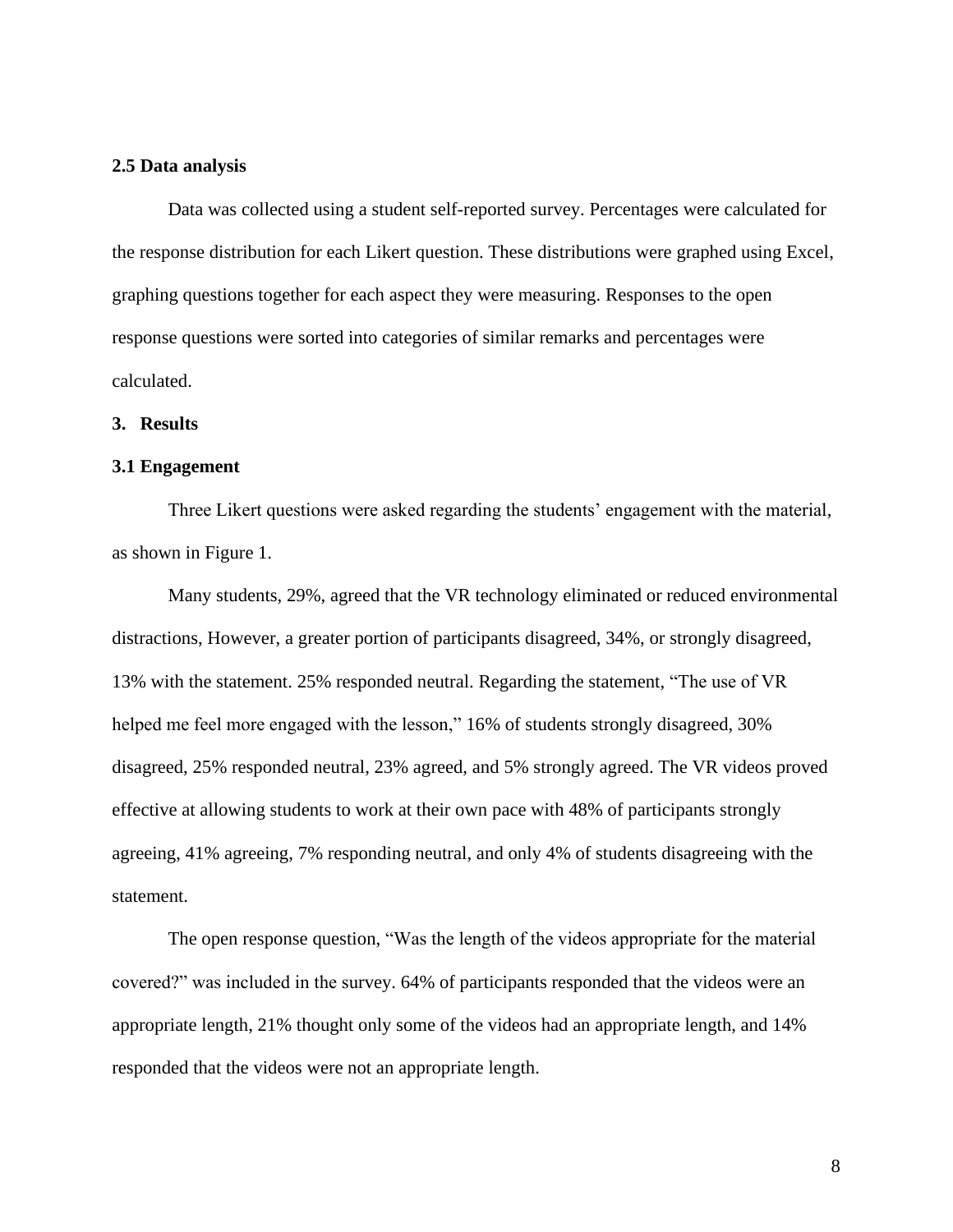### 2.5 Data analysis

Data was collected using a student self-reported survey. Percentages were calculated for the response distribution for each Likert question. These distributions were graphed using Excel, graphing questions together for each aspect they were measuring. Responses to the open response questions were sorted into categories of similar remarks and percentages were calculated.

## 3. Results

### 3.1 Engagement

Three Likert questions were asked regarding the students' engagement with the material, as shown in Figure 1.

Many students, 29%, agreed that the VR technology eliminated or reduced environmental distractions, However, a greater portion of participants disagreed, 34%, or strongly disagreed, 13% with the statement. 25% responded neutral. Regarding the statement, "The use of VR helped me feel more engaged with the lesson," 16% of students strongly disagreed, 30% disagreed, 25% responded neutral, 23% agreed, and 5% strongly agreed. The VR videos proved effective at allowing students to work at their own pace with 48% of participants strongly agreeing, 41% agreeing, 7% responding neutral, and only 4% of students disagreeing with the statement.

The open response question, "Was the length of the videos appropriate for the material covered?" was included in the survey. 64% of participants responded that the videos were an appropriate length, 21% thought only some of the videos had an appropriate length, and 14% responded that the videos were not an appropriate length.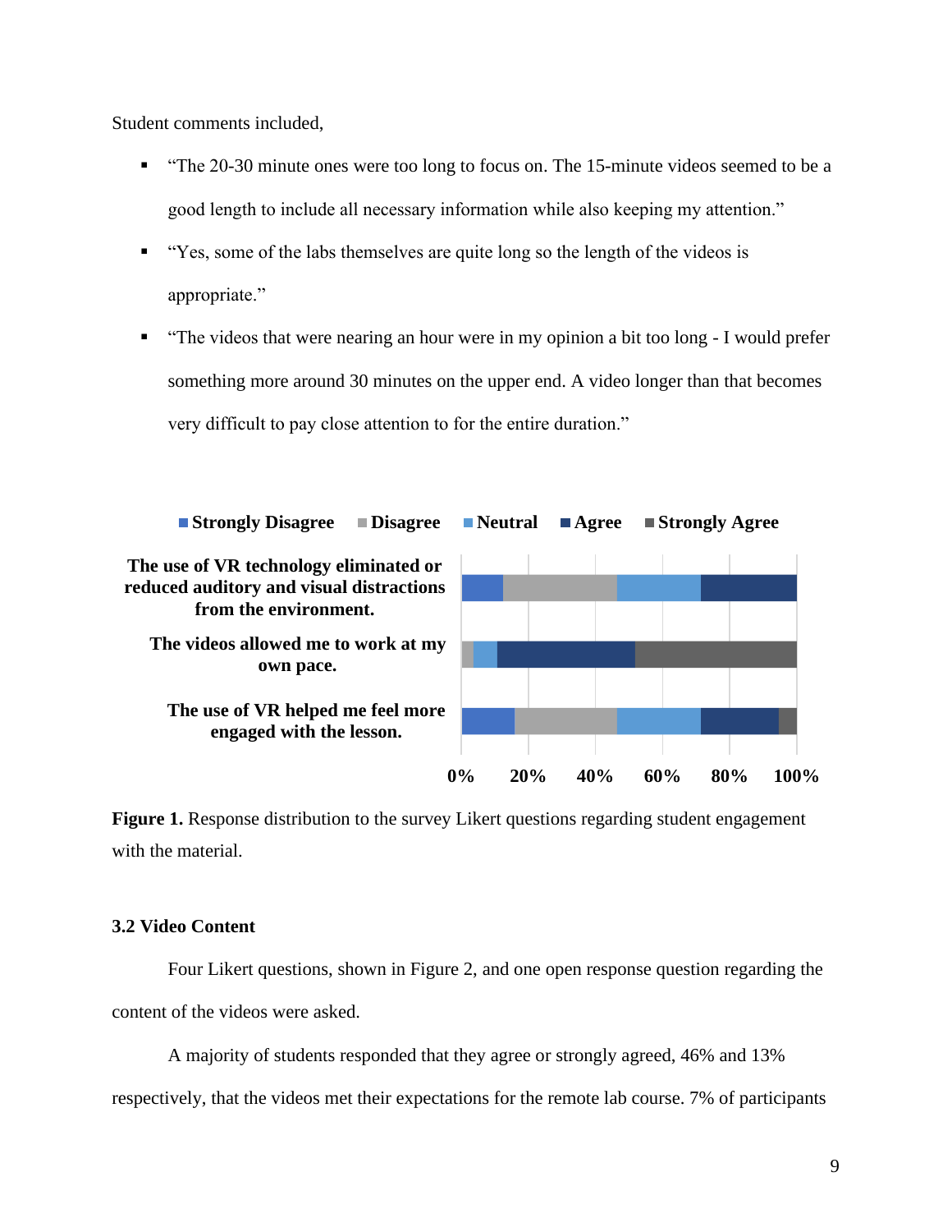Student comments included,

- "The 20-30 minute ones were too long to focus on. The 15-minute videos seemed to be a good length to include all necessary information while also keeping my attention."
- "Yes, some of the labs themselves are quite long so the length of the videos is appropriate."
- "The videos that were nearing an hour were in my opinion a bit too long - I would prefer something more around 30 minutes on the upper end. A video longer than that becomes very difficult to pay close attention to for the entire duration."

**Figure 1.** Response distribution to the survey Likert questions regarding student engagement with the material.

### 3.2 Video Content

Four Likert questions, shown in Figure 2, and one open response question regarding the content of the videos were asked.

A majority of students responded that they agree or strongly agreed, 46% and 13% respectively, that the videos met their expectations for the remote lab course. 7% of participants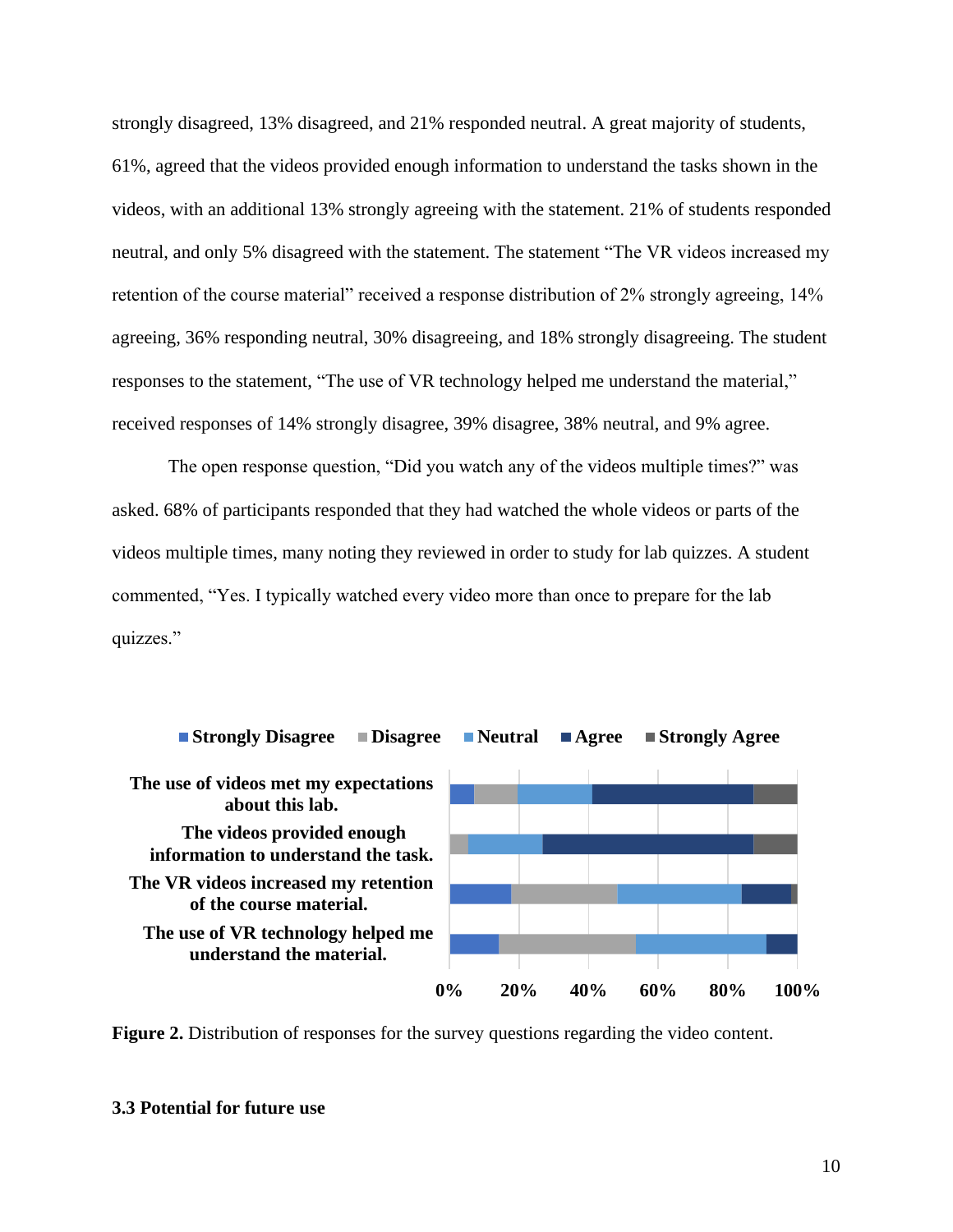strongly disagreed, 13% disagreed, and 21% responded neutral. A great majority of students, 61%, agreed that the videos provided enough information to understand the tasks shown in the videos, with an additional 13% strongly agreeing with the statement. 21% of students responded neutral, and only 5% disagreed with the statement. The statement "The VR videos increased my retention of the course material" received a response distribution of 2% strongly agreeing, 14% agreeing, 36% responding neutral, 30% disagreeing, and 18% strongly disagreeing. The student responses to the statement, "The use of VR technology helped me understand the material," received responses of 14% strongly disagree, 39% disagree, 38% neutral, and 9% agree.

The open response question, "Did you watch any of the videos multiple times?" was asked. 68% of participants responded that they had watched the whole videos or parts of the videos multiple times, many noting they reviewed in order to study for lab quizzes. A student commented, "Yes. I typically watched every video more than once to prepare for the lab quizzes."

**Figure 2.** Distribution of responses for the survey questions regarding the video content.

### 3.3 Potential for future use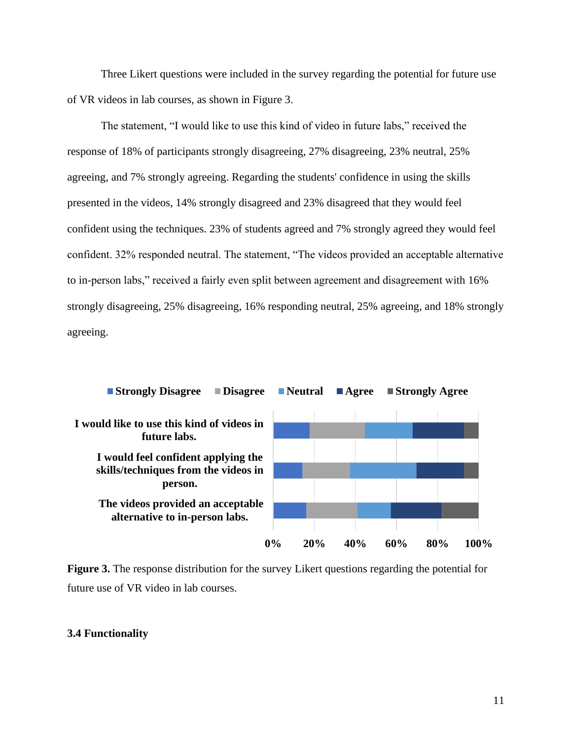Three Likert questions were included in the survey regarding the potential for future use of VR videos in lab courses, as shown in Figure 3.

The statement, "I would like to use this kind of video in future labs," received the response of 18% of participants strongly disagreeing, 27% disagreeing, 23% neutral, 25% agreeing, and 7% strongly agreeing. Regarding the students' confidence in using the skills presented in the videos, 14% strongly disagreed and 23% disagreed that they would feel confident using the techniques. 23% of students agreed and 7% strongly agreed they would feel confident. 32% responded neutral. The statement, "The videos provided an acceptable alternative to in-person labs," received a fairly even split between agreement and disagreement with 16% strongly disagreeing, 25% disagreeing, 16% responding neutral, 25% agreeing, and 18% strongly agreeing.

**Figure 3.** The response distribution for the survey Likert questions regarding the potential for future use of VR video in lab courses.

### 3.4 Functionality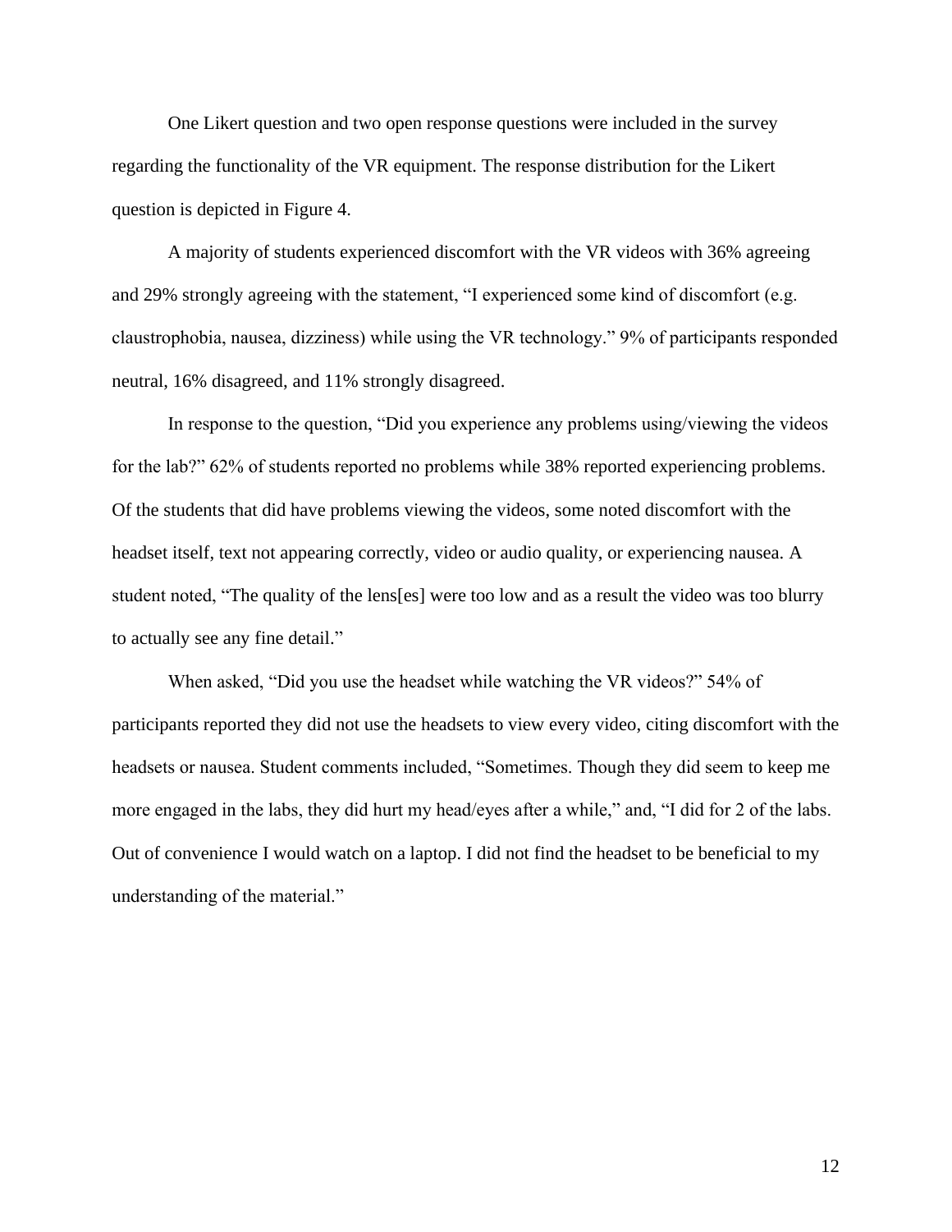One Likert question and two open response questions were included in the survey regarding the functionality of the VR equipment. The response distribution for the Likert question is depicted in Figure 4.

A majority of students experienced discomfort with the VR videos with 36% agreeing and 29% strongly agreeing with the statement, "I experienced some kind of discomfort (e.g. claustrophobia, nausea, dizziness) while using the VR technology." 9% of participants responded neutral, 16% disagreed, and 11% strongly disagreed.

In response to the question, "Did you experience any problems using/viewing the videos for the lab?" 62% of students reported no problems while 38% reported experiencing problems. Of the students that did have problems viewing the videos, some noted discomfort with the headset itself, text not appearing correctly, video or audio quality, or experiencing nausea. A student noted, "The quality of the lens[es] were too low and as a result the video was too blurry to actually see any fine detail."

When asked, "Did you use the headset while watching the VR videos?" 54% of participants reported they did not use the headsets to view every video, citing discomfort with the headsets or nausea. Student comments included, "Sometimes. Though they did seem to keep me more engaged in the labs, they did hurt my head/eyes after a while," and, "I did for 2 of the labs. Out of convenience I would watch on a laptop. I did not find the headset to be beneficial to my understanding of the material."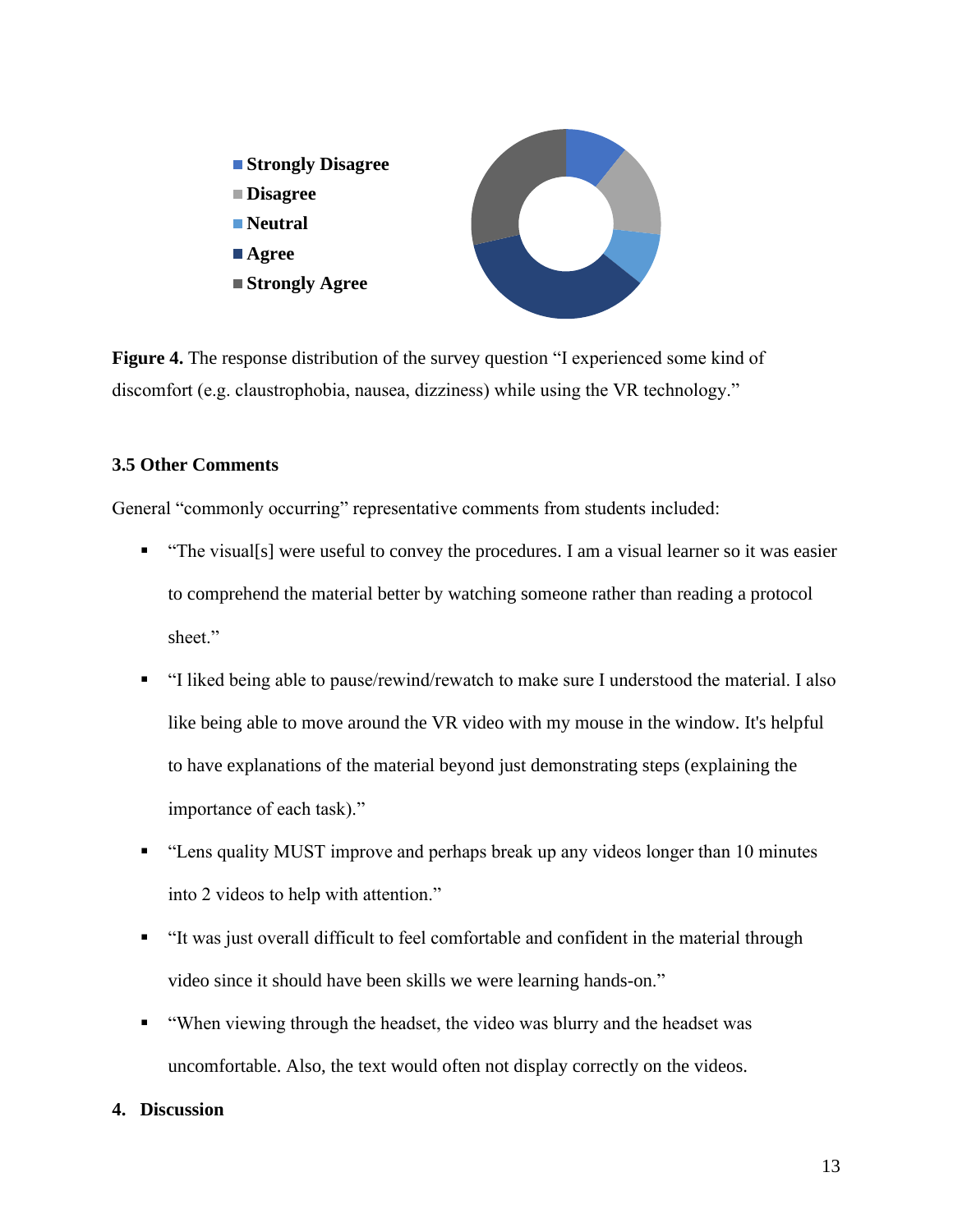**Figure 4.** The response distribution of the survey question "I experienced some kind of discomfort (e.g. claustrophobia, nausea, dizziness) while using the VR technology."

### 3.5 Other Comments

General "commonly occurring" representative comments from students included:

- "The visual[s] were useful to convey the procedures. I am a visual learner so it was easier to comprehend the material better by watching someone rather than reading a protocol sheet."
- "I liked being able to pause/rewind/rewatch to make sure I understood the material. I also like being able to move around the VR video with my mouse in the window. It's helpful to have explanations of the material beyond just demonstrating steps (explaining the importance of each task)."
- "Lens quality MUST improve and perhaps break up any videos longer than 10 minutes into 2 videos to help with attention."
- "It was just overall difficult to feel comfortable and confident in the material through video since it should have been skills we were learning hands-on."
- "When viewing through the headset, the video was blurry and the headset was uncomfortable. Also, the text would often not display correctly on the videos.

## 4. Discussion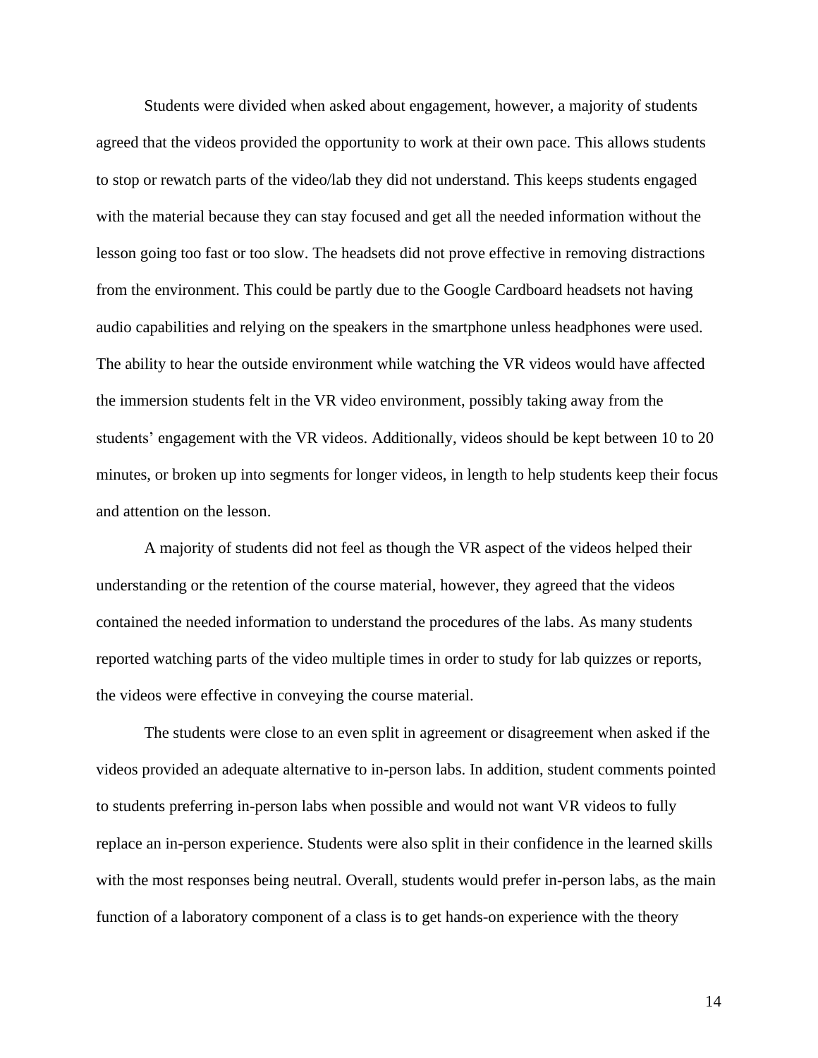Students were divided when asked about engagement, however, a majority of students agreed that the videos provided the opportunity to work at their own pace. This allows students to stop or rewatch parts of the video/lab they did not understand. This keeps students engaged with the material because they can stay focused and get all the needed information without the lesson going too fast or too slow. The headsets did not prove effective in removing distractions from the environment. This could be partly due to the Google Cardboard headsets not having audio capabilities and relying on the speakers in the smartphone unless headphones were used. The ability to hear the outside environment while watching the VR videos would have affected the immersion students felt in the VR video environment, possibly taking away from the students' engagement with the VR videos. Additionally, videos should be kept between 10 to 20 minutes, or broken up into segments for longer videos, in length to help students keep their focus and attention on the lesson.

A majority of students did not feel as though the VR aspect of the videos helped their understanding or the retention of the course material, however, they agreed that the videos contained the needed information to understand the procedures of the labs. As many students reported watching parts of the video multiple times in order to study for lab quizzes or reports, the videos were effective in conveying the course material.

The students were close to an even split in agreement or disagreement when asked if the videos provided an adequate alternative to in-person labs. In addition, student comments pointed to students preferring in-person labs when possible and would not want VR videos to fully replace an in-person experience. Students were also split in their confidence in the learned skills with the most responses being neutral. Overall, students would prefer in-person labs, as the main function of a laboratory component of a class is to get hands-on experience with the theory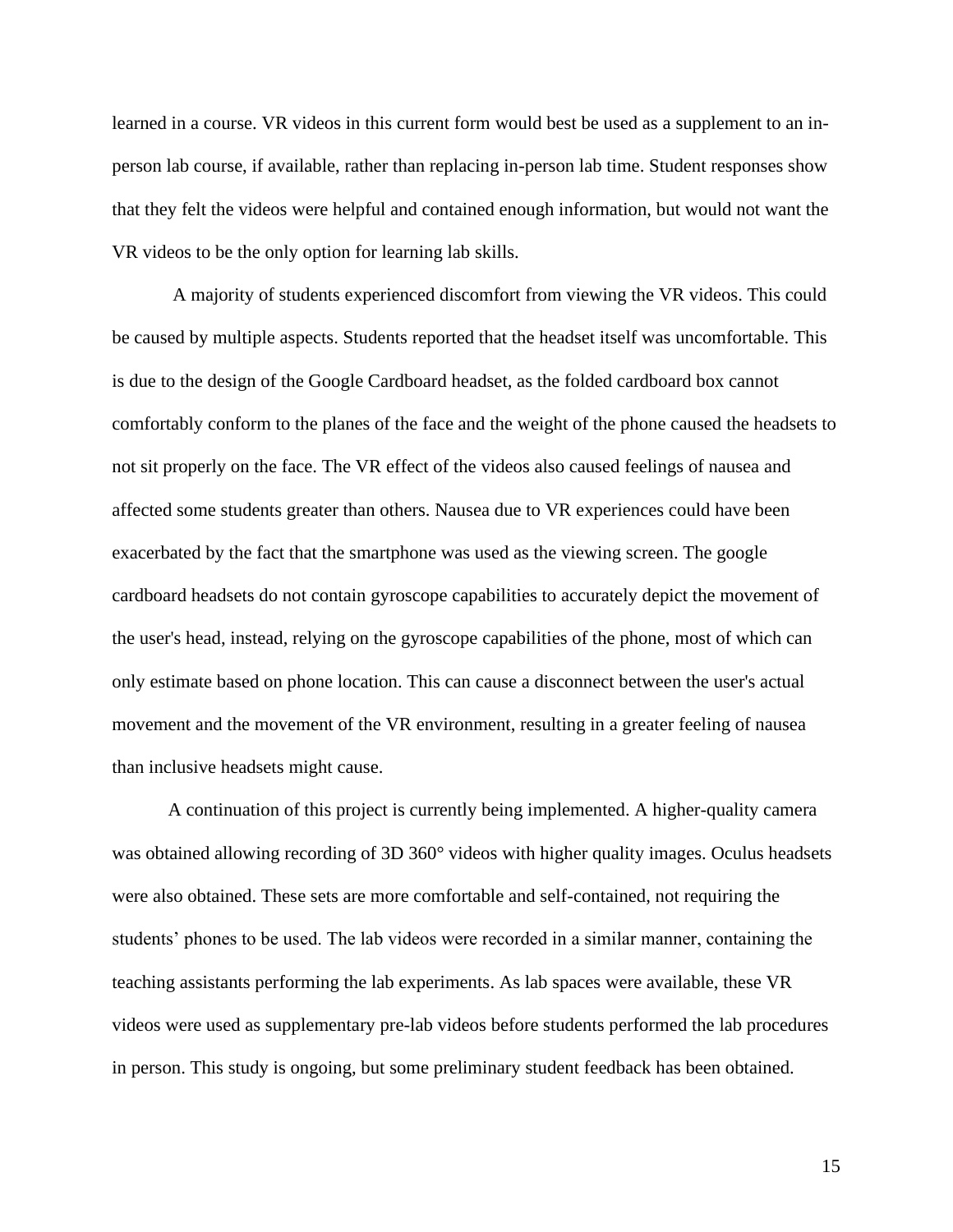learned in a course. VR videos in this current form would best be used as a supplement to an in-person lab course, if available, rather than replacing in-person lab time. Student responses show that they felt the videos were helpful and contained enough information, but would not want the VR videos to be the only option for learning lab skills.

A majority of students experienced discomfort from viewing the VR videos. This could be caused by multiple aspects. Students reported that the headset itself was uncomfortable. This is due to the design of the Google Cardboard headset, as the folded cardboard box cannot comfortably conform to the planes of the face and the weight of the phone caused the headsets to not sit properly on the face. The VR effect of the videos also caused feelings of nausea and affected some students greater than others. Nausea due to VR experiences could have been exacerbated by the fact that the smartphone was used as the viewing screen. The google cardboard headsets do not contain gyroscope capabilities to accurately depict the movement of the user's head, instead, relying on the gyroscope capabilities of the phone, most of which can only estimate based on phone location. This can cause a disconnect between the user's actual movement and the movement of the VR environment, resulting in a greater feeling of nausea than inclusive headsets might cause.

A continuation of this project is currently being implemented. A higher-quality camera was obtained allowing recording of 3D 360° videos with higher quality images. Oculus headsets were also obtained. These sets are more comfortable and self-contained, not requiring the students' phones to be used. The lab videos were recorded in a similar manner, containing the teaching assistants performing the lab experiments. As lab spaces were available, these VR videos were used as supplementary pre-lab videos before students performed the lab procedures in person. This study is ongoing, but some preliminary student feedback has been obtained.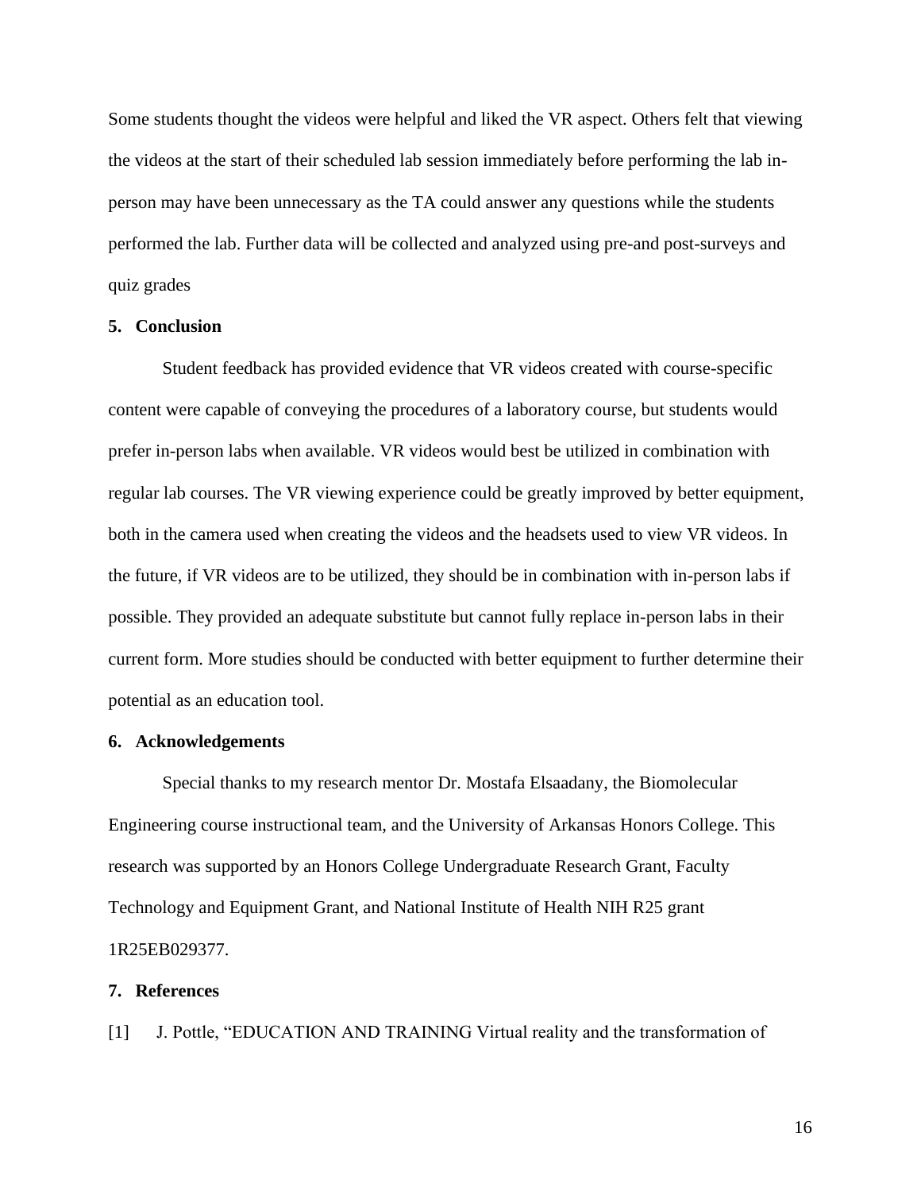Some students thought the videos were helpful and liked the VR aspect. Others felt that viewing the videos at the start of their scheduled lab session immediately before performing the lab in-person may have been unnecessary as the TA could answer any questions while the students performed the lab. Further data will be collected and analyzed using pre-and post-surveys and quiz grades

## 5. Conclusion

Student feedback has provided evidence that VR videos created with course-specific content were capable of conveying the procedures of a laboratory course, but students would prefer in-person labs when available. VR videos would best be utilized in combination with regular lab courses. The VR viewing experience could be greatly improved by better equipment, both in the camera used when creating the videos and the headsets used to view VR videos. In the future, if VR videos are to be utilized, they should be in combination with in-person labs if possible. They provided an adequate substitute but cannot fully replace in-person labs in their current form. More studies should be conducted with better equipment to further determine their potential as an education tool.

## 6. Acknowledgements

Special thanks to my research mentor Dr. Mostafa Elsaadany, the Biomolecular Engineering course instructional team, and the University of Arkansas Honors College. This research was supported by an Honors College Undergraduate Research Grant, Faculty Technology and Equipment Grant, and National Institute of Health NIH R25 grant 1R25EB029377.

## 7. References

[1] J. Pottle, "EDUCATION AND TRAINING Virtual reality and the transformation of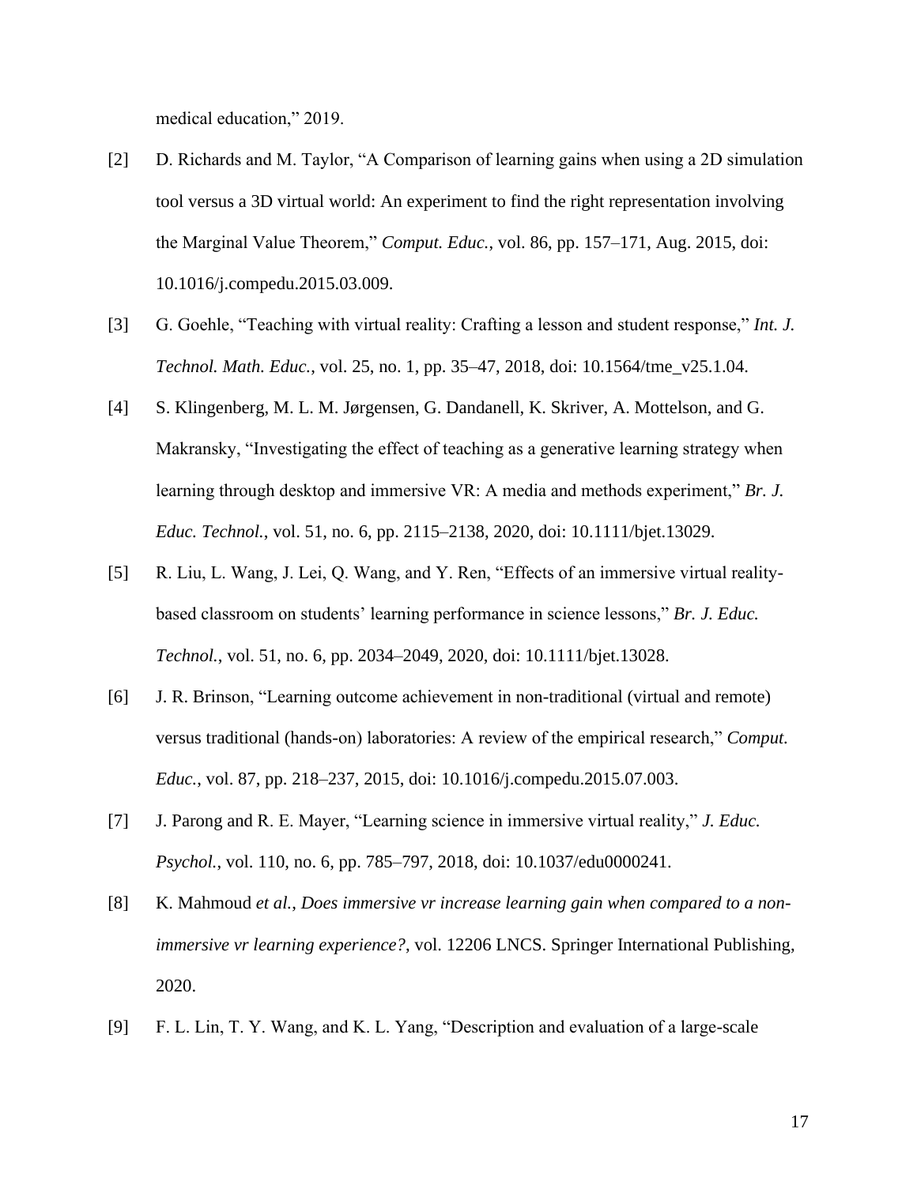medical education," 2019.

[2] D. Richards and M. Taylor, "A Comparison of learning gains when using a 2D simulation tool versus a 3D virtual world: An experiment to find the right representation involving the Marginal Value Theorem," *Comput. Educ.*, vol. 86, pp. 157–171, Aug. 2015, doi: 10.1016/j.compedu.2015.03.009.

[3] G. Goehle, "Teaching with virtual reality: Crafting a lesson and student response," *Int. J. Technol. Math. Educ.*, vol. 25, no. 1, pp. 35–47, 2018, doi: 10.1564/tme_v25.1.04.

[4] S. Klingenberg, M. L. M. Jørgensen, G. Dandanell, K. Skriver, A. Mottelson, and G. Makransky, "Investigating the effect of teaching as a generative learning strategy when learning through desktop and immersive VR: A media and methods experiment," *Br. J. Educ. Technol.*, vol. 51, no. 6, pp. 2115–2138, 2020, doi: 10.1111/bjet.13029.

[5] R. Liu, L. Wang, J. Lei, Q. Wang, and Y. Ren, "Effects of an immersive virtual reality-based classroom on students' learning performance in science lessons," *Br. J. Educ. Technol.*, vol. 51, no. 6, pp. 2034–2049, 2020, doi: 10.1111/bjet.13028.

[6] J. R. Brinson, "Learning outcome achievement in non-traditional (virtual and remote) versus traditional (hands-on) laboratories: A review of the empirical research," *Comput. Educ.*, vol. 87, pp. 218–237, 2015, doi: 10.1016/j.compedu.2015.07.003.

[7] J. Parong and R. E. Mayer, "Learning science in immersive virtual reality," *J. Educ. Psychol.*, vol. 110, no. 6, pp. 785–797, 2018, doi: 10.1037/edu0000241.

[8] K. Mahmoud *et al.*, *Does immersive vr increase learning gain when compared to a non-immersive vr learning experience?*, vol. 12206 LNCS. Springer International Publishing, 2020.

[9] F. L. Lin, T. Y. Wang, and K. L. Yang, "Description and evaluation of a large-scale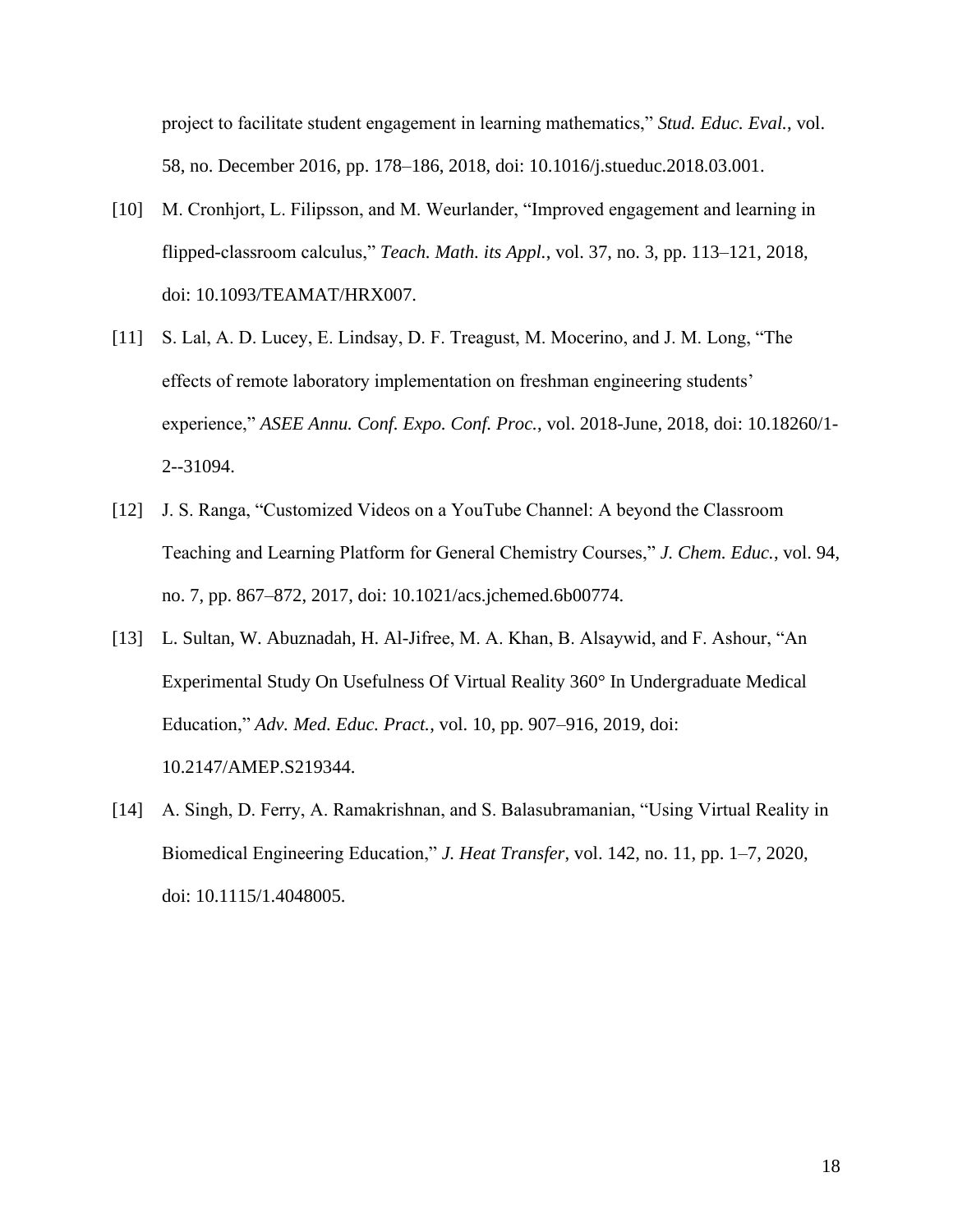project to facilitate student engagement in learning mathematics," *Stud. Educ. Eval.*, vol. 58, no. December 2016, pp. 178–186, 2018, doi: 10.1016/j.stueduc.2018.03.001.

[10] M. Cronhjort, L. Filipsson, and M. Weurlander, "Improved engagement and learning in flipped-classroom calculus," *Teach. Math. its Appl.*, vol. 37, no. 3, pp. 113–121, 2018, doi: 10.1093/TEAMAT/HRX007.

[11] S. Lal, A. D. Lucey, E. Lindsay, D. F. Treagust, M. Mocerino, and J. M. Long, "The effects of remote laboratory implementation on freshman engineering students' experience," *ASEE Annu. Conf. Expo. Conf. Proc.*, vol. 2018-June, 2018, doi: 10.18260/1-2--31094.

[12] J. S. Ranga, "Customized Videos on a YouTube Channel: A beyond the Classroom Teaching and Learning Platform for General Chemistry Courses," *J. Chem. Educ.*, vol. 94, no. 7, pp. 867–872, 2017, doi: 10.1021/acs.jchemed.6b00774.

[13] L. Sultan, W. Abuznadah, H. Al-Jifree, M. A. Khan, B. Alsaywid, and F. Ashour, "An Experimental Study On Usefulness Of Virtual Reality 360° In Undergraduate Medical Education," *Adv. Med. Educ. Pract.*, vol. 10, pp. 907–916, 2019, doi: 10.2147/AMEP.S219344.

[14] A. Singh, D. Ferry, A. Ramakrishnan, and S. Balasubramanian, "Using Virtual Reality in Biomedical Engineering Education," *J. Heat Transfer*, vol. 142, no. 11, pp. 1–7, 2020, doi: 10.1115/1.4048005.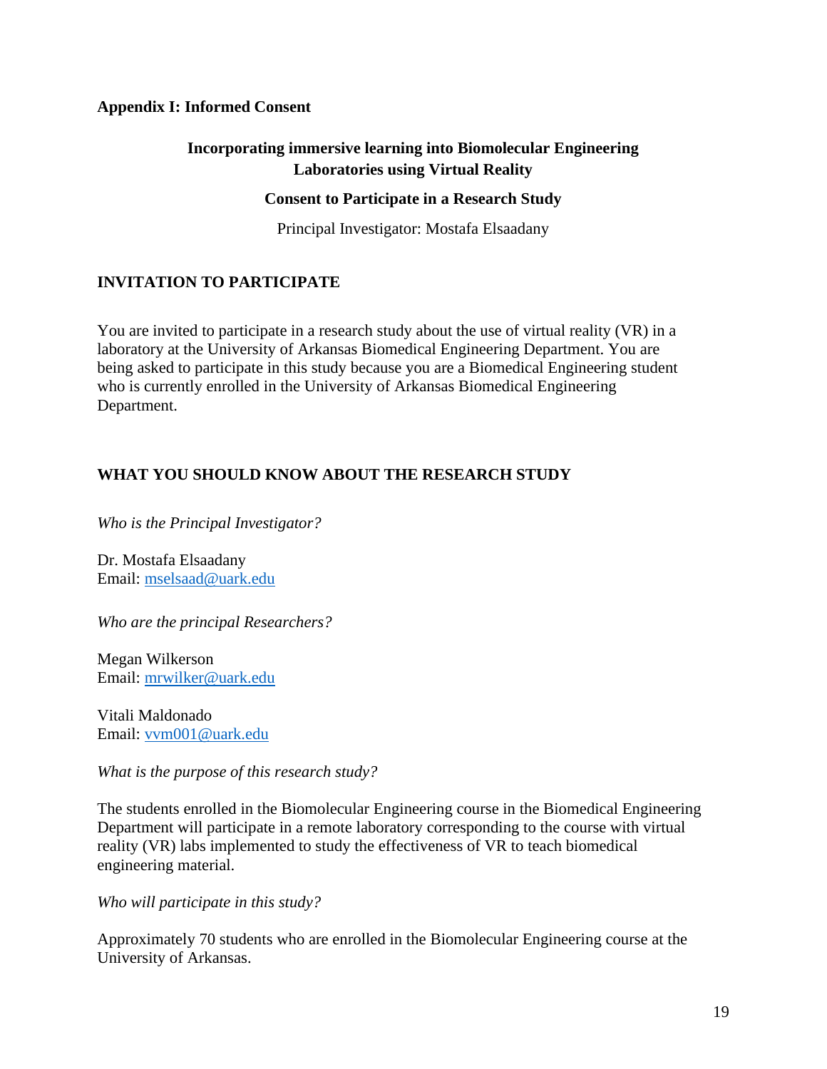**Appendix I: Informed Consent**

**Incorporating immersive learning into Biomolecular Engineering Laboratories using Virtual Reality**

**Consent to Participate in a Research Study**

Principal Investigator: Mostafa Elsaadany

## INVITATION TO PARTICIPATE

You are invited to participate in a research study about the use of virtual reality (VR) in a laboratory at the University of Arkansas Biomedical Engineering Department. You are being asked to participate in this study because you are a Biomedical Engineering student who is currently enrolled in the University of Arkansas Biomedical Engineering Department.

## WHAT YOU SHOULD KNOW ABOUT THE RESEARCH STUDY

*Who is the Principal Investigator?*

Dr. Mostafa Elsaadany
Email: mselsaad@uark.edu

*Who are the principal Researchers?*

Megan Wilkerson
Email: mrwilker@uark.edu

Vitali Maldonado
Email: vvm001@uark.edu

*What is the purpose of this research study?*

The students enrolled in the Biomolecular Engineering course in the Biomedical Engineering Department will participate in a remote laboratory corresponding to the course with virtual reality (VR) labs implemented to study the effectiveness of VR to teach biomedical engineering material.

*Who will participate in this study?*

Approximately 70 students who are enrolled in the Biomolecular Engineering course at the University of Arkansas.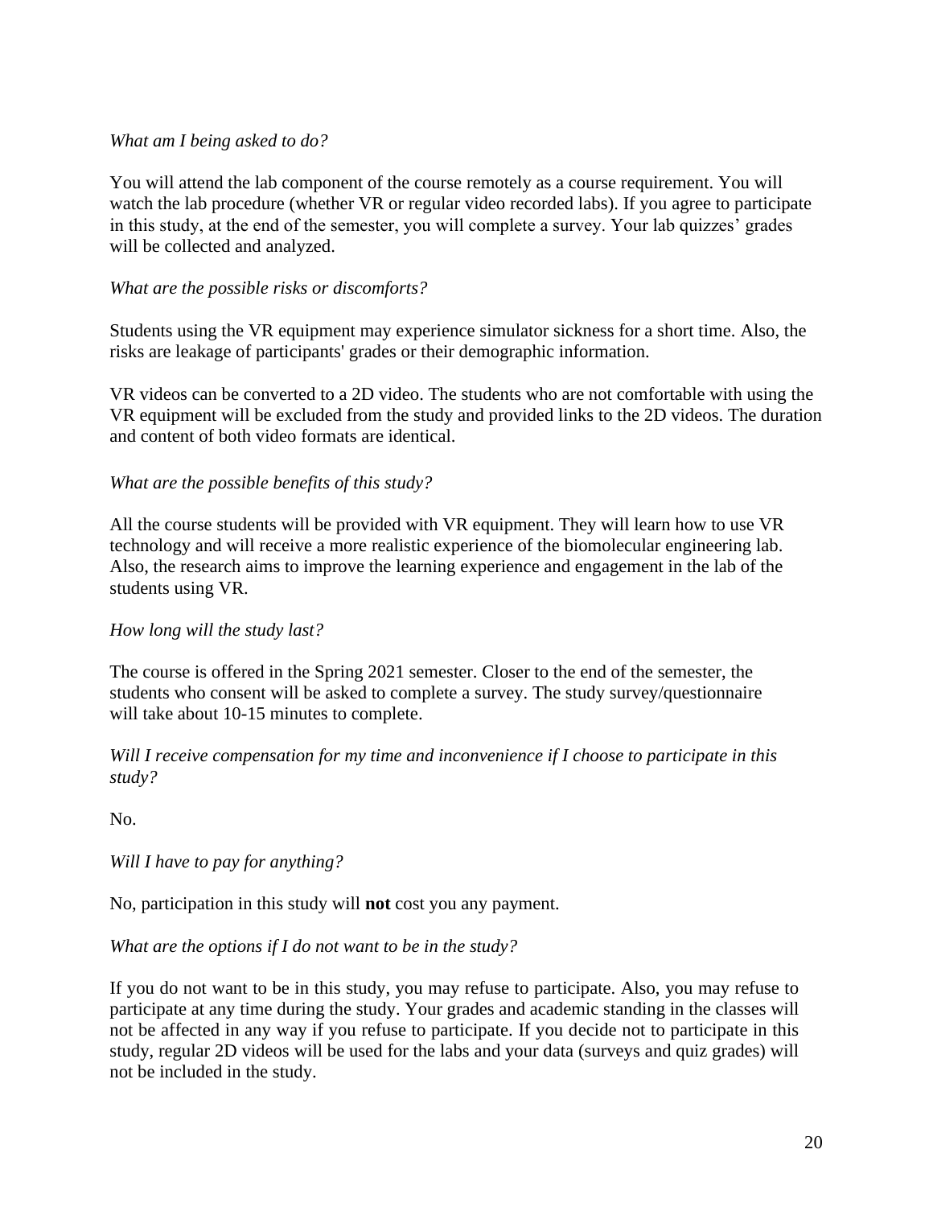*What am I being asked to do?*

You will attend the lab component of the course remotely as a course requirement. You will watch the lab procedure (whether VR or regular video recorded labs). If you agree to participate in this study, at the end of the semester, you will complete a survey. Your lab quizzes' grades will be collected and analyzed.

*What are the possible risks or discomforts?*

Students using the VR equipment may experience simulator sickness for a short time. Also, the risks are leakage of participants' grades or their demographic information.

VR videos can be converted to a 2D video. The students who are not comfortable with using the VR equipment will be excluded from the study and provided links to the 2D videos. The duration and content of both video formats are identical.

*What are the possible benefits of this study?*

All the course students will be provided with VR equipment. They will learn how to use VR technology and will receive a more realistic experience of the biomolecular engineering lab. Also, the research aims to improve the learning experience and engagement in the lab of the students using VR.

*How long will the study last?*

The course is offered in the Spring 2021 semester. Closer to the end of the semester, the students who consent will be asked to complete a survey. The study survey/questionnaire will take about 10-15 minutes to complete.

*Will I receive compensation for my time and inconvenience if I choose to participate in this study?*

No.

*Will I have to pay for anything?*

No, participation in this study will **not** cost you any payment.

*What are the options if I do not want to be in the study?*

If you do not want to be in this study, you may refuse to participate. Also, you may refuse to participate at any time during the study. Your grades and academic standing in the classes will not be affected in any way if you refuse to participate. If you decide not to participate in this study, regular 2D videos will be used for the labs and your data (surveys and quiz grades) will not be included in the study.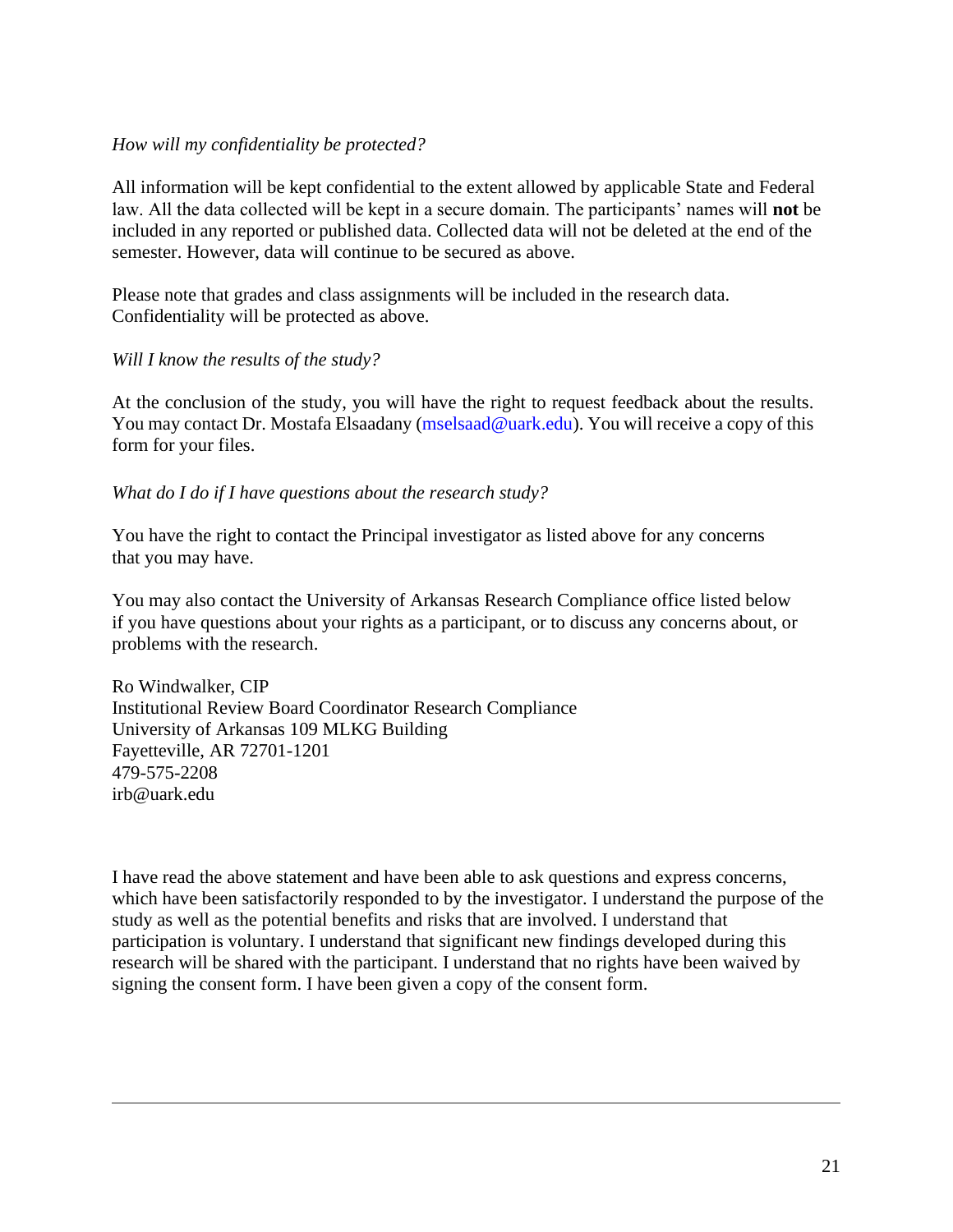*How will my confidentiality be protected?*

All information will be kept confidential to the extent allowed by applicable State and Federal law. All the data collected will be kept in a secure domain. The participants' names will **not** be included in any reported or published data. Collected data will not be deleted at the end of the semester. However, data will continue to be secured as above.

Please note that grades and class assignments will be included in the research data. Confidentiality will be protected as above.

*Will I know the results of the study?*

At the conclusion of the study, you will have the right to request feedback about the results. You may contact Dr. Mostafa Elsaadany (mselsaad@uark.edu). You will receive a copy of this form for your files.

*What do I do if I have questions about the research study?*

You have the right to contact the Principal investigator as listed above for any concerns that you may have.

You may also contact the University of Arkansas Research Compliance office listed below if you have questions about your rights as a participant, or to discuss any concerns about, or problems with the research.

Ro Windwalker, CIP
Institutional Review Board Coordinator Research Compliance
University of Arkansas 109 MLKG Building
Fayetteville, AR 72701-1201
479-575-2208
irb@uark.edu

I have read the above statement and have been able to ask questions and express concerns, which have been satisfactorily responded to by the investigator. I understand the purpose of the study as well as the potential benefits and risks that are involved. I understand that participation is voluntary. I understand that significant new findings developed during this research will be shared with the participant. I understand that no rights have been waived by signing the consent form. I have been given a copy of the consent form.